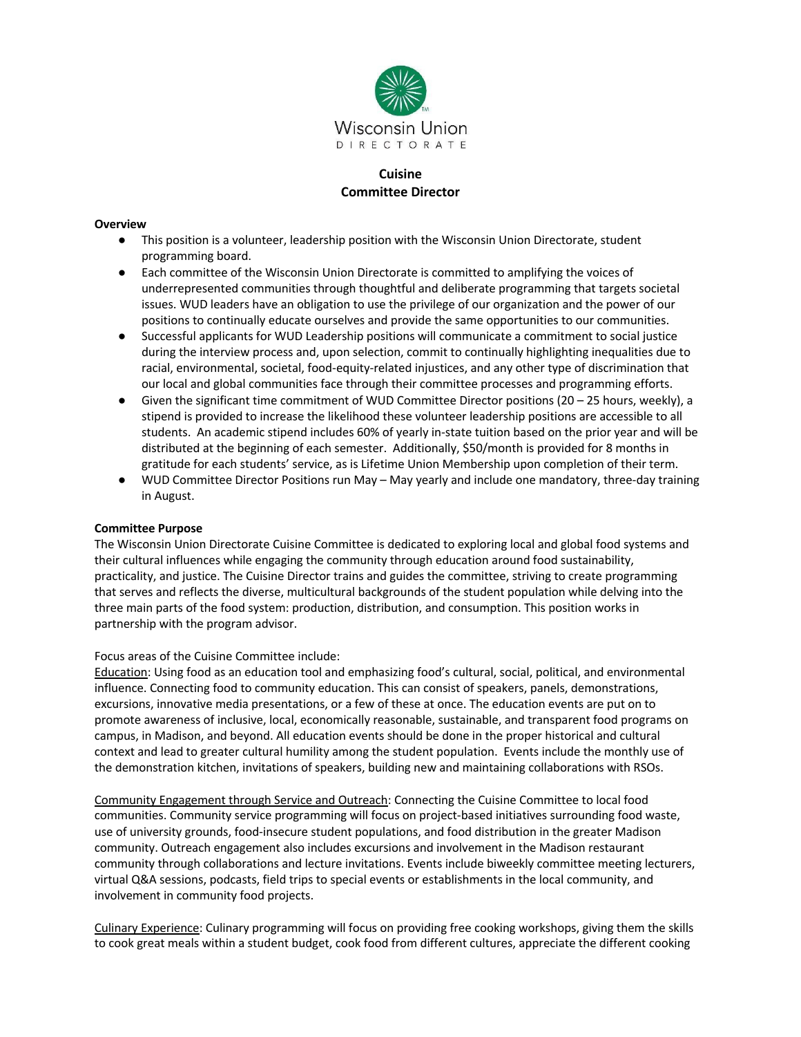Wisconsin Union
DIRECTORATE

**Cuisine**
**Committee Director**

**Overview**

- This position is a volunteer, leadership position with the Wisconsin Union Directorate, student programming board.
- Each committee of the Wisconsin Union Directorate is committed to amplifying the voices of underrepresented communities through thoughtful and deliberate programming that targets societal issues. WUD leaders have an obligation to use the privilege of our organization and the power of our positions to continually educate ourselves and provide the same opportunities to our communities.
- Successful applicants for WUD Leadership positions will communicate a commitment to social justice during the interview process and, upon selection, commit to continually highlighting inequalities due to racial, environmental, societal, food-equity-related injustices, and any other type of discrimination that our local and global communities face through their committee processes and programming efforts.
- Given the significant time commitment of WUD Committee Director positions (20 – 25 hours, weekly), a stipend is provided to increase the likelihood these volunteer leadership positions are accessible to all students. An academic stipend includes 60% of yearly in-state tuition based on the prior year and will be distributed at the beginning of each semester. Additionally, $50/month is provided for 8 months in gratitude for each students' service, as is Lifetime Union Membership upon completion of their term.
- WUD Committee Director Positions run May – May yearly and include one mandatory, three-day training in August.

**Committee Purpose**

The Wisconsin Union Directorate Cuisine Committee is dedicated to exploring local and global food systems and their cultural influences while engaging the community through education around food sustainability, practicality, and justice. The Cuisine Director trains and guides the committee, striving to create programming that serves and reflects the diverse, multicultural backgrounds of the student population while delving into the three main parts of the food system: production, distribution, and consumption. This position works in partnership with the program advisor.

Focus areas of the Cuisine Committee include:

<u>Education</u>: Using food as an education tool and emphasizing food's cultural, social, political, and environmental influence. Connecting food to community education. This can consist of speakers, panels, demonstrations, excursions, innovative media presentations, or a few of these at once. The education events are put on to promote awareness of inclusive, local, economically reasonable, sustainable, and transparent food programs on campus, in Madison, and beyond. All education events should be done in the proper historical and cultural context and lead to greater cultural humility among the student population. Events include the monthly use of the demonstration kitchen, invitations of speakers, building new and maintaining collaborations with RSOs.

<u>Community Engagement through Service and Outreach</u>: Connecting the Cuisine Committee to local food communities. Community service programming will focus on project-based initiatives surrounding food waste, use of university grounds, food-insecure student populations, and food distribution in the greater Madison community. Outreach engagement also includes excursions and involvement in the Madison restaurant community through collaborations and lecture invitations. Events include biweekly committee meeting lecturers, virtual Q&A sessions, podcasts, field trips to special events or establishments in the local community, and involvement in community food projects.

<u>Culinary Experience</u>: Culinary programming will focus on providing free cooking workshops, giving them the skills to cook great meals within a student budget, cook food from different cultures, appreciate the different cooking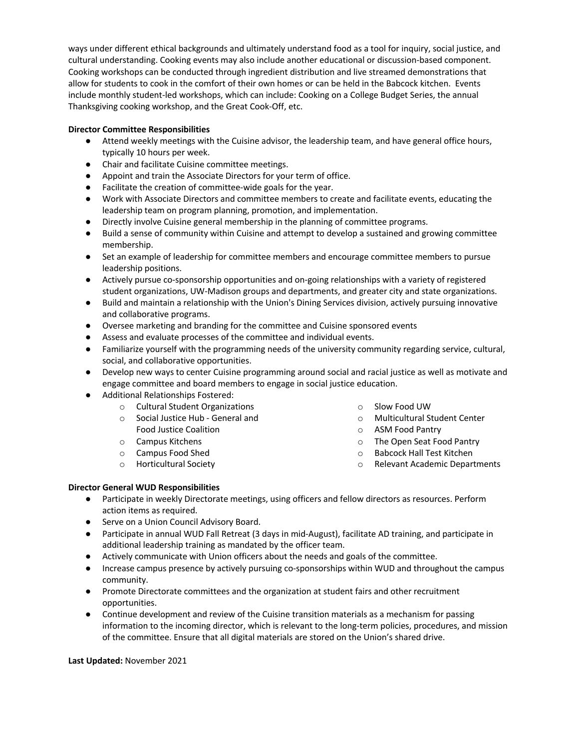ways under different ethical backgrounds and ultimately understand food as a tool for inquiry, social justice, and cultural understanding. Cooking events may also include another educational or discussion-based component. Cooking workshops can be conducted through ingredient distribution and live streamed demonstrations that allow for students to cook in the comfort of their own homes or can be held in the Babcock kitchen. Events include monthly student-led workshops, which can include: Cooking on a College Budget Series, the annual Thanksgiving cooking workshop, and the Great Cook-Off, etc.

**Director Committee Responsibilities**

- Attend weekly meetings with the Cuisine advisor, the leadership team, and have general office hours, typically 10 hours per week.
- Chair and facilitate Cuisine committee meetings.
- Appoint and train the Associate Directors for your term of office.
- Facilitate the creation of committee-wide goals for the year.
- Work with Associate Directors and committee members to create and facilitate events, educating the leadership team on program planning, promotion, and implementation.
- Directly involve Cuisine general membership in the planning of committee programs.
- Build a sense of community within Cuisine and attempt to develop a sustained and growing committee membership.
- Set an example of leadership for committee members and encourage committee members to pursue leadership positions.
- Actively pursue co-sponsorship opportunities and on-going relationships with a variety of registered student organizations, UW-Madison groups and departments, and greater city and state organizations.
- Build and maintain a relationship with the Union's Dining Services division, actively pursuing innovative and collaborative programs.
- Oversee marketing and branding for the committee and Cuisine sponsored events
- Assess and evaluate processes of the committee and individual events.
- Familiarize yourself with the programming needs of the university community regarding service, cultural, social, and collaborative opportunities.
- Develop new ways to center Cuisine programming around social and racial justice as well as motivate and engage committee and board members to engage in social justice education.
- Additional Relationships Fostered:
    - Cultural Student Organizations
    - Social Justice Hub - General and Food Justice Coalition
    - Campus Kitchens
    - Campus Food Shed
    - Horticultural Society
    - Slow Food UW
    - Multicultural Student Center
    - ASM Food Pantry
    - The Open Seat Food Pantry
    - Babcock Hall Test Kitchen
    - Relevant Academic Departments

**Director General WUD Responsibilities**

- Participate in weekly Directorate meetings, using officers and fellow directors as resources. Perform action items as required.
- Serve on a Union Council Advisory Board.
- Participate in annual WUD Fall Retreat (3 days in mid-August), facilitate AD training, and participate in additional leadership training as mandated by the officer team.
- Actively communicate with Union officers about the needs and goals of the committee.
- Increase campus presence by actively pursuing co-sponsorships within WUD and throughout the campus community.
- Promote Directorate committees and the organization at student fairs and other recruitment opportunities.
- Continue development and review of the Cuisine transition materials as a mechanism for passing information to the incoming director, which is relevant to the long-term policies, procedures, and mission of the committee. Ensure that all digital materials are stored on the Union's shared drive.

**Last Updated:** November 2021